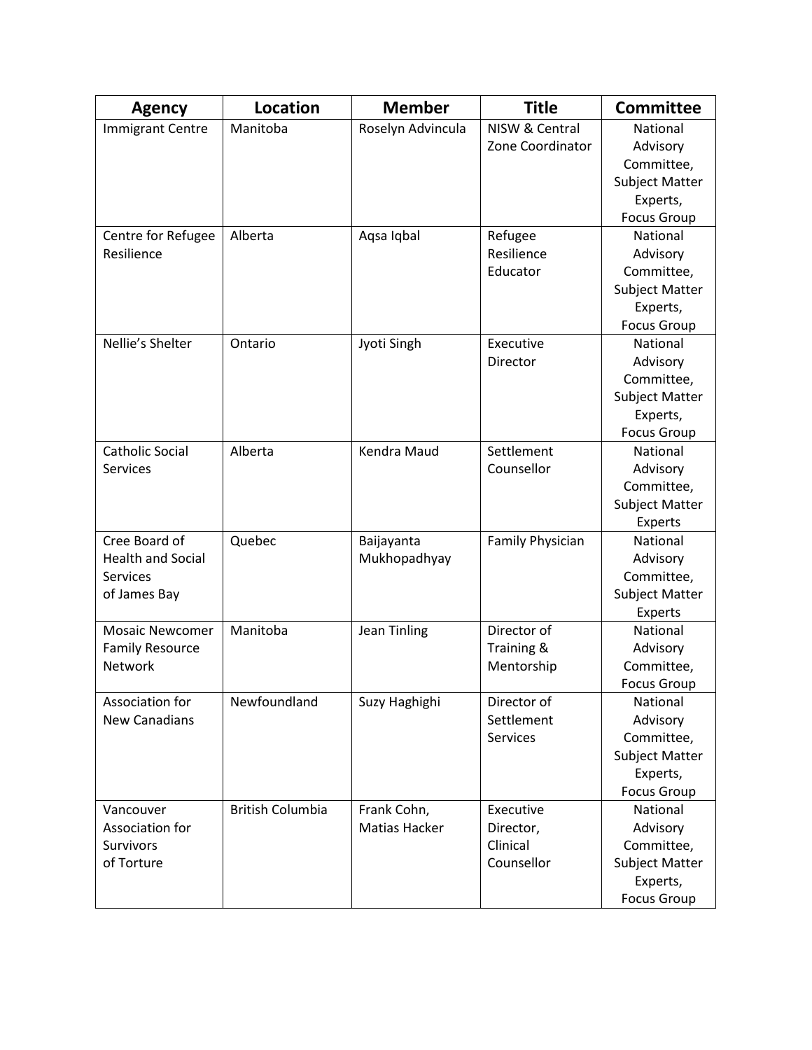| Agency | Location | Member | Title | Committee |
| --- | --- | --- | --- | --- |
| Immigrant Centre | Manitoba | Roselyn Advincula | NISW & Central Zone Coordinator | National Advisory Committee, Subject Matter Experts, Focus Group |
| Centre for Refugee Resilience | Alberta | Aqsa Iqbal | Refugee Resilience Educator | National Advisory Committee, Subject Matter Experts, Focus Group |
| Nellie's Shelter | Ontario | Jyoti Singh | Executive Director | National Advisory Committee, Subject Matter Experts, Focus Group |
| Catholic Social Services | Alberta | Kendra Maud | Settlement Counsellor | National Advisory Committee, Subject Matter Experts |
| Cree Board of Health and Social Services of James Bay | Quebec | Baijayanta Mukhopadhyay | Family Physician | National Advisory Committee, Subject Matter Experts |
| Mosaic Newcomer Family Resource Network | Manitoba | Jean Tinling | Director of Training & Mentorship | National Advisory Committee, Focus Group |
| Association for New Canadians | Newfoundland | Suzy Haghighi | Director of Settlement Services | National Advisory Committee, Subject Matter Experts, Focus Group |
| Vancouver Association for Survivors of Torture | British Columbia | Frank Cohn, Matias Hacker | Executive Director, Clinical Counsellor | National Advisory Committee, Subject Matter Experts, Focus Group |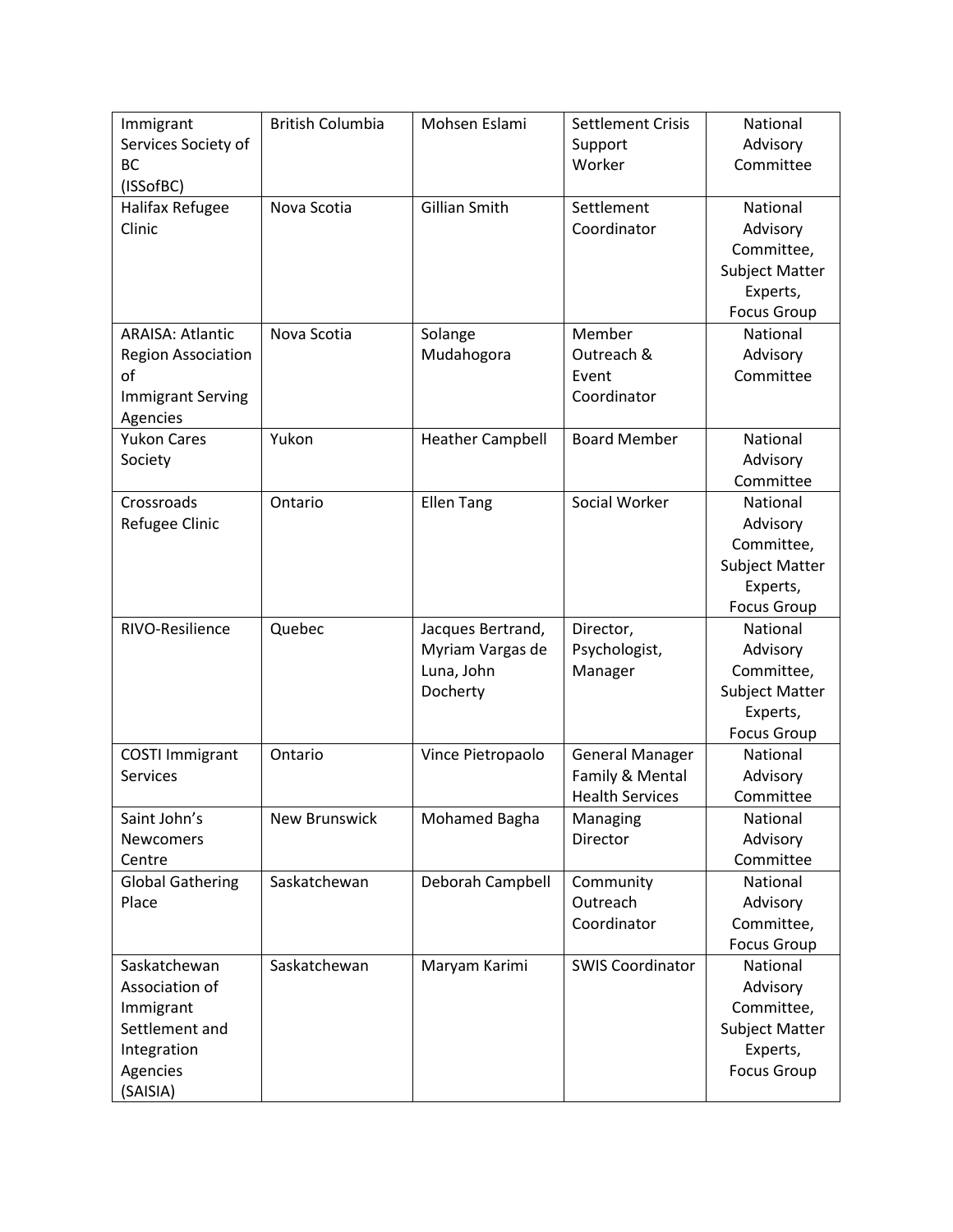| | | | | |
|---|---|---|---|---|
| Immigrant Services Society of BC (ISSofBC) | British Columbia | Mohsen Eslami | Settlement Crisis Support Worker | National Advisory Committee |
| Halifax Refugee Clinic | Nova Scotia | Gillian Smith | Settlement Coordinator | National Advisory Committee, Subject Matter Experts, Focus Group |
| ARAISA: Atlantic Region Association of Immigrant Serving Agencies | Nova Scotia | Solange Mudahogora | Member Outreach & Event Coordinator | National Advisory Committee |
| Yukon Cares Society | Yukon | Heather Campbell | Board Member | National Advisory Committee |
| Crossroads Refugee Clinic | Ontario | Ellen Tang | Social Worker | National Advisory Committee, Subject Matter Experts, Focus Group |
| RIVO-Resilience | Quebec | Jacques Bertrand, Myriam Vargas de Luna, John Docherty | Director, Psychologist, Manager | National Advisory Committee, Subject Matter Experts, Focus Group |
| COSTI Immigrant Services | Ontario | Vince Pietropaolo | General Manager Family & Mental Health Services | National Advisory Committee |
| Saint John's Newcomers Centre | New Brunswick | Mohamed Bagha | Managing Director | National Advisory Committee |
| Global Gathering Place | Saskatchewan | Deborah Campbell | Community Outreach Coordinator | National Advisory Committee, Focus Group |
| Saskatchewan Association of Immigrant Settlement and Integration Agencies (SAISIA) | Saskatchewan | Maryam Karimi | SWIS Coordinator | National Advisory Committee, Subject Matter Experts, Focus Group |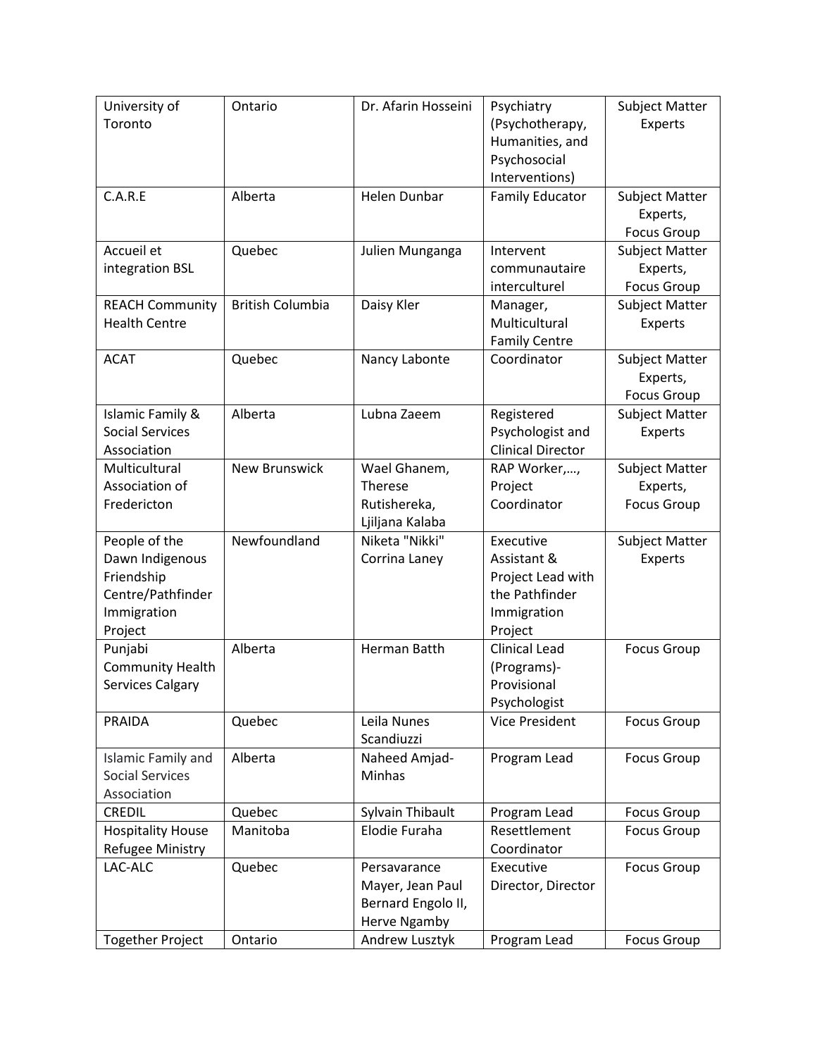| University of Toronto | Ontario | Dr. Afarin Hosseini | Psychiatry (Psychotherapy, Humanities, and Psychosocial Interventions) | Subject Matter Experts |
|---|---|---|---|---|
| C.A.R.E | Alberta | Helen Dunbar | Family Educator | Subject Matter Experts, Focus Group |
| Accueil et integration BSL | Quebec | Julien Munganga | Intervent communautaire interculturel | Subject Matter Experts, Focus Group |
| REACH Community Health Centre | British Columbia | Daisy Kler | Manager, Multicultural Family Centre | Subject Matter Experts |
| ACAT | Quebec | Nancy Labonte | Coordinator | Subject Matter Experts, Focus Group |
| Islamic Family & Social Services Association | Alberta | Lubna Zaeem | Registered Psychologist and Clinical Director | Subject Matter Experts |
| Multicultural Association of Fredericton | New Brunswick | Wael Ghanem, Therese Rutishereka, Ljiljana Kalaba | RAP Worker,…, Project Coordinator | Subject Matter Experts, Focus Group |
| People of the Dawn Indigenous Friendship Centre/Pathfinder Immigration Project | Newfoundland | Niketa "Nikki" Corrina Laney | Executive Assistant & Project Lead with the Pathfinder Immigration Project | Subject Matter Experts |
| Punjabi Community Health Services Calgary | Alberta | Herman Batth | Clinical Lead (Programs)-Provisional Psychologist | Focus Group |
| PRAIDA | Quebec | Leila Nunes Scandiuzzi | Vice President | Focus Group |
| Islamic Family and Social Services Association | Alberta | Naheed Amjad-Minhas | Program Lead | Focus Group |
| CREDIL | Quebec | Sylvain Thibault | Program Lead | Focus Group |
| Hospitality House Refugee Ministry | Manitoba | Elodie Furaha | Resettlement Coordinator | Focus Group |
| LAC-ALC | Quebec | Persavarance Mayer, Jean Paul Bernard Engolo II, Herve Ngamby | Executive Director, Director | Focus Group |
| Together Project | Ontario | Andrew Lusztyk | Program Lead | Focus Group |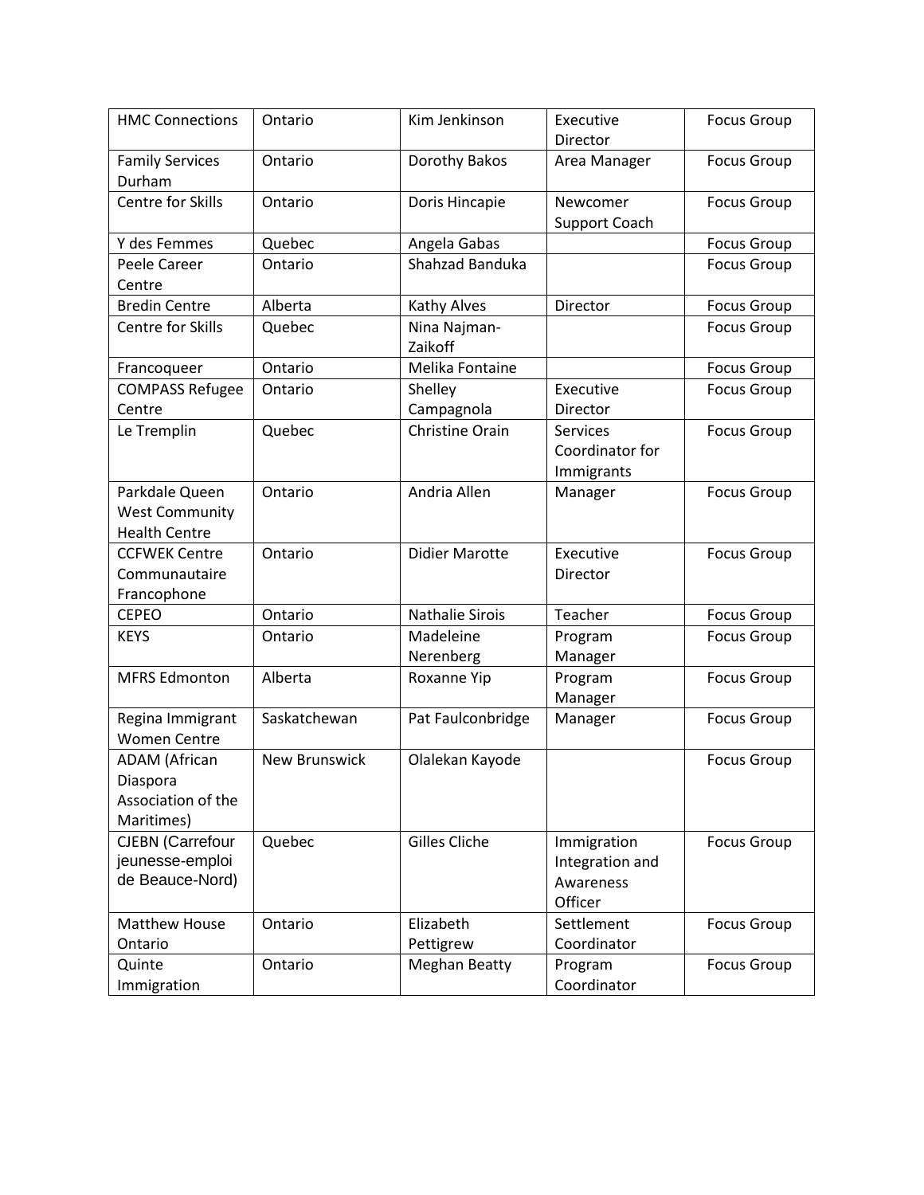| | | | | |
|---|---|---|---|---|
| HMC Connections | Ontario | Kim Jenkinson | Executive Director | Focus Group |
| Family Services Durham | Ontario | Dorothy Bakos | Area Manager | Focus Group |
| Centre for Skills | Ontario | Doris Hincapie | Newcomer Support Coach | Focus Group |
| Y des Femmes | Quebec | Angela Gabas | | Focus Group |
| Peele Career Centre | Ontario | Shahzad Banduka | | Focus Group |
| Bredin Centre | Alberta | Kathy Alves | Director | Focus Group |
| Centre for Skills | Quebec | Nina Najman-Zaikoff | | Focus Group |
| Francoqueer | Ontario | Melika Fontaine | | Focus Group |
| COMPASS Refugee Centre | Ontario | Shelley Campagnola | Executive Director | Focus Group |
| Le Tremplin | Quebec | Christine Orain | Services Coordinator for Immigrants | Focus Group |
| Parkdale Queen West Community Health Centre | Ontario | Andria Allen | Manager | Focus Group |
| CCFWEK Centre Communautaire Francophone | Ontario | Didier Marotte | Executive Director | Focus Group |
| CEPEO | Ontario | Nathalie Sirois | Teacher | Focus Group |
| KEYS | Ontario | Madeleine Nerenberg | Program Manager | Focus Group |
| MFRS Edmonton | Alberta | Roxanne Yip | Program Manager | Focus Group |
| Regina Immigrant Women Centre | Saskatchewan | Pat Faulconbridge | Manager | Focus Group |
| ADAM (African Diaspora Association of the Maritimes) | New Brunswick | Olalekan Kayode | | Focus Group |
| CJEBN (Carrefour jeunesse-emploi de Beauce-Nord) | Quebec | Gilles Cliche | Immigration Integration and Awareness Officer | Focus Group |
| Matthew House Ontario | Ontario | Elizabeth Pettigrew | Settlement Coordinator | Focus Group |
| Quinte Immigration | Ontario | Meghan Beatty | Program Coordinator | Focus Group |